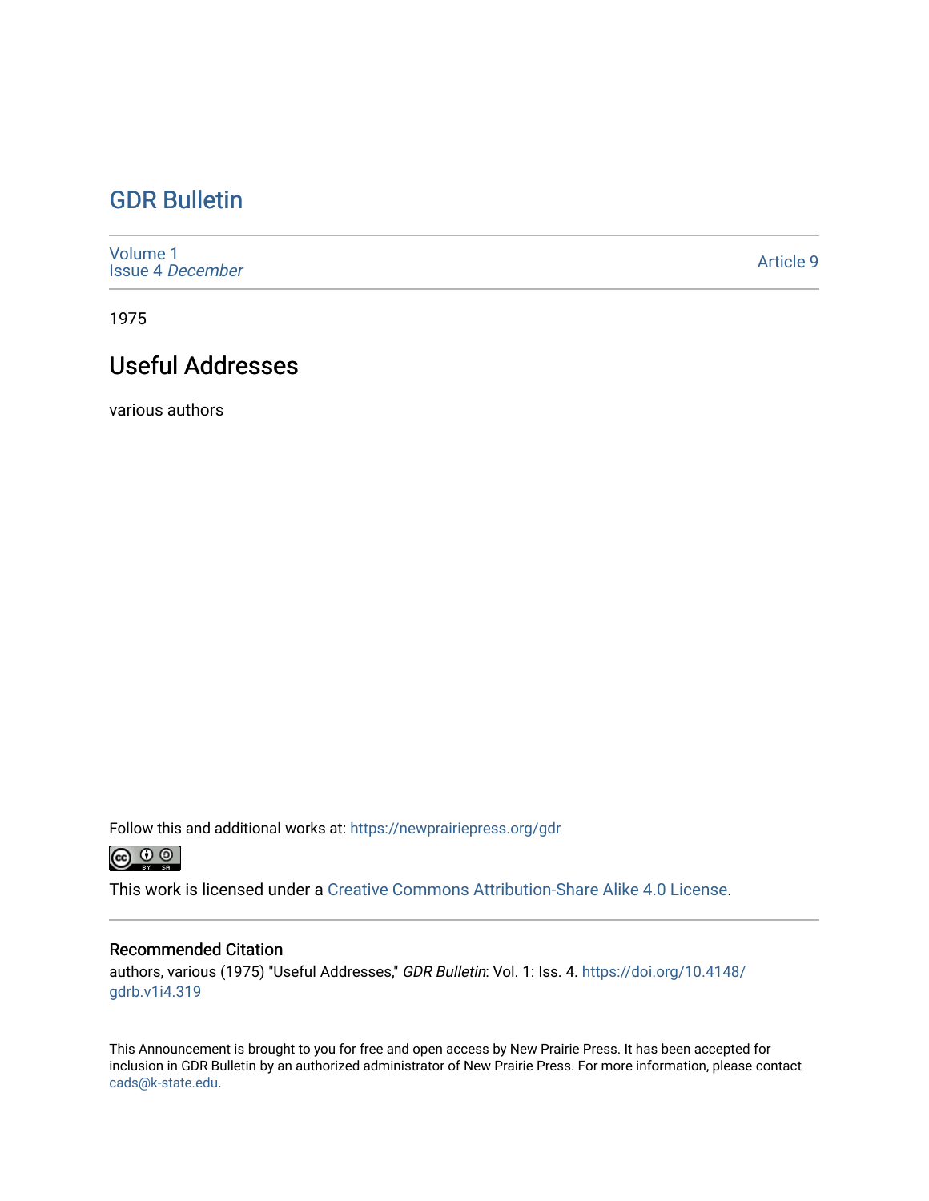# GDR Bulletin

Volume 1
Issue 4 *December*

Article 9

1975

## Useful Addresses

various authors

Follow this and additional works at: https://newprairiepress.org/gdr

This work is licensed under a Creative Commons Attribution-Share Alike 4.0 License.

### Recommended Citation

authors, various (1975) "Useful Addresses," *GDR Bulletin*: Vol. 1: Iss. 4. https://doi.org/10.4148/gdrb.v1i4.319

This Announcement is brought to you for free and open access by New Prairie Press. It has been accepted for inclusion in GDR Bulletin by an authorized administrator of New Prairie Press. For more information, please contact cads@k-state.edu.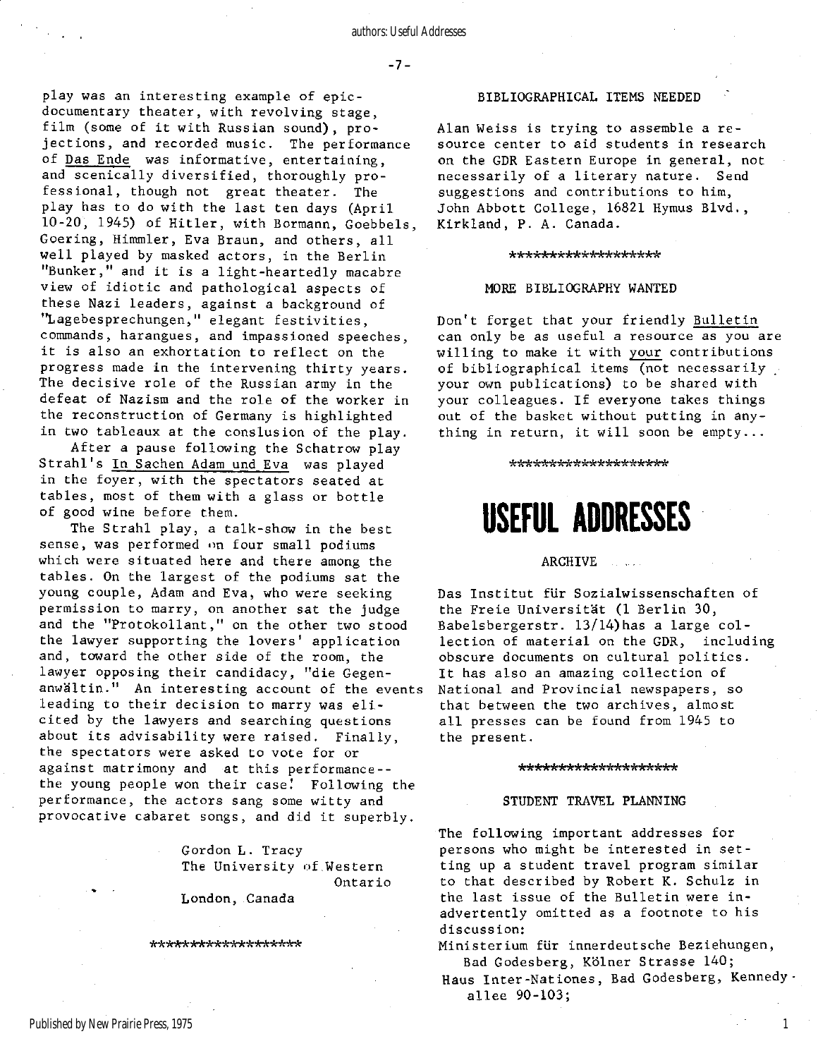play was an interesting example of epic-documentary theater, with revolving stage, film (some of it with Russian sound), projections, and recorded music. The performance of Das Ende was informative, entertaining, and scenically diversified, thoroughly professional, though not great theater. The play has to do with the last ten days (April 10-20, 1945) of Hitler, with Bormann, Goebbels, Goering, Himmler, Eva Braun, and others, all well played by masked actors, in the Berlin "Bunker," and it is a light-heartedly macabre view of idiotic and pathological aspects of these Nazi leaders, against a background of "Lagebesprechungen," elegant festivities, commands, harangues, and impassioned speeches, it is also an exhortation to reflect on the progress made in the intervening thirty years. The decisive role of the Russian army in the defeat of Nazism and the role of the worker in the reconstruction of Germany is highlighted in two tableaux at the conslusion of the play.

After a pause following the Schatrow play Strahl's In Sachen Adam und Eva was played in the foyer, with the spectators seated at tables, most of them with a glass or bottle of good wine before them.

The Strahl play, a talk-show in the best sense, was performed on four small podiums which were situated here and there among the tables. On the largest of the podiums sat the young couple, Adam and Eva, who were seeking permission to marry, on another sat the judge and the "Protokollant," on the other two stood the lawyer supporting the lovers' application and, toward the other side of the room, the lawyer opposing their candidacy, "die Gegenanwältin." An interesting account of the events leading to their decision to marry was elicited by the lawyers and searching questions about its advisability were raised. Finally, the spectators were asked to vote for or against matrimony and at this performance--the young people won their case! Following the performance, the actors sang some witty and provocative cabaret songs, and did it superbly.

Gordon L. Tracy
The University of Western Ontario
London, Canada

*******************

BIBLIOGRAPHICAL ITEMS NEEDED

Alan Weiss is trying to assemble a resource center to aid students in research on the GDR Eastern Europe in general, not necessarily of a literary nature. Send suggestions and contributions to him, John Abbott College, 16821 Hymus Blvd., Kirkland, P. A. Canada.

*******************

MORE BIBLIOGRAPHY WANTED

Don't forget that your friendly Bulletin can only be as useful a resource as you are willing to make it with your contributions of bibliographical items (not necessarily your own publications) to be shared with your colleagues. If everyone takes things out of the basket without putting in anything in return, it will soon be empty...

********************

# USEFUL ADDRESSES

ARCHIVE

Das Institut für Sozialwissenschaften of the Freie Universität (1 Berlin 30, Babelsbergerstr. 13/14) has a large collection of material on the GDR, including obscure documents on cultural politics. It has also an amazing collection of National and Provincial newspapers, so that between the two archives, almost all presses can be found from 1945 to the present.

********************

STUDENT TRAVEL PLANNING

The following important addresses for persons who might be interested in setting up a student travel program similar to that described by Robert K. Schulz in the last issue of the Bulletin were inadvertently omitted as a footnote to his discussion:

Ministerium für innerdeutsche Beziehungen, Bad Godesberg, Kölner Strasse 140;
Haus Inter-Nationes, Bad Godesberg, Kennedyallee 90-103;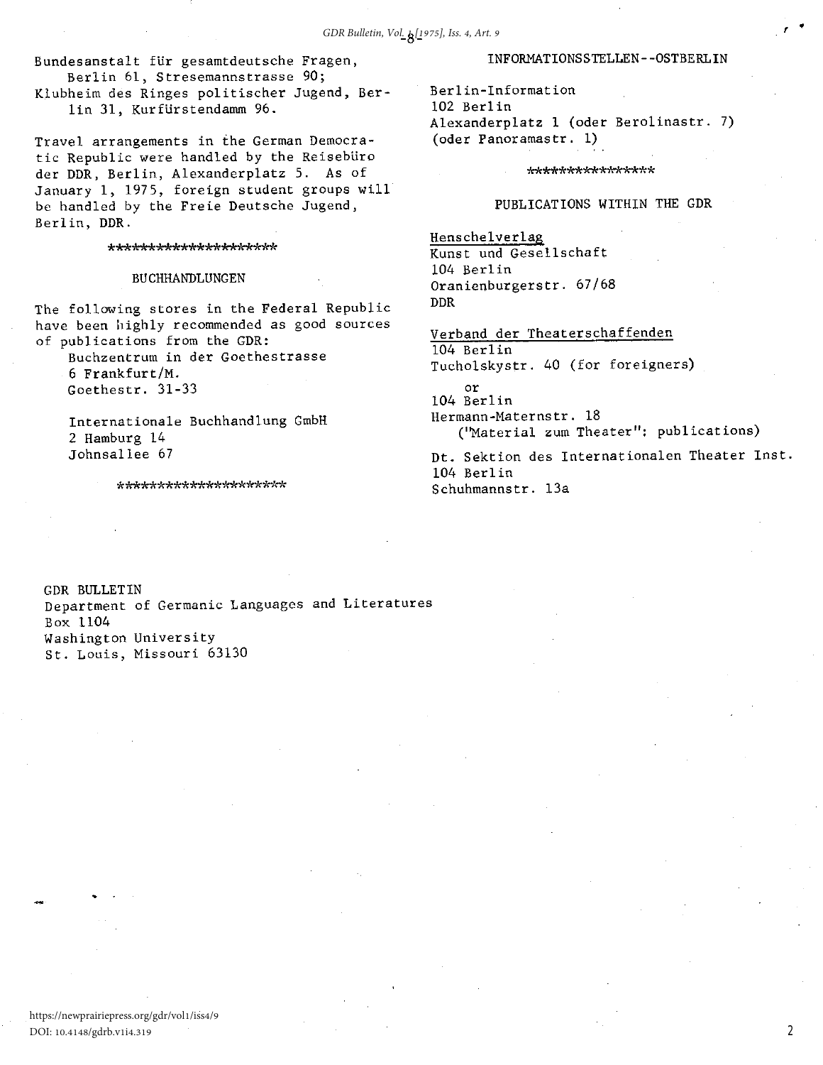Bundesanstalt für gesamtdeutsche Fragen, Berlin 61, Stresemannstrasse 90;
Klubheim des Ringes politischer Jugend, Berlin 31, Kurfürstendamm 96.

Travel arrangements in the German Democratic Republic were handled by the Reisebüro der DDR, Berlin, Alexanderplatz 5. As of January 1, 1975, foreign student groups will be handled by the Freie Deutsche Jugend, Berlin, DDR.

*********************

## BUCHHANDLUNGEN

The following stores in the Federal Republic have been highly recommended as good sources of publications from the GDR:

Buchzentrum in der Goethestrasse
6 Frankfurt/M.
Goethestr. 31-33

Internationale Buchhandlung GmbH
2 Hamburg 14
Johnsallee 67

*********************

## INFORMATIONSSTELLEN--OSTBERLIN

Berlin-Information
102 Berlin
Alexanderplatz 1 (oder Berolinastr. 7)
(oder Panoramastr. 1)

****************

## PUBLICATIONS WITHIN THE GDR

Henschelverlag
Kunst und Gesellschaft
104 Berlin
Oranienburgerstr. 67/68
DDR

Verband der Theaterschaffenden
104 Berlin
Tucholskystr. 40 (for foreigners)

or

104 Berlin
Hermann-Maternstr. 18
("Material zum Theater": publications)

Dt. Sektion des Internationalen Theater Inst.
104 Berlin
Schuhmannstr. 13a

GDR BULLETIN
Department of Germanic Languages and Literatures
Box 1104
Washington University
St. Louis, Missouri 63130